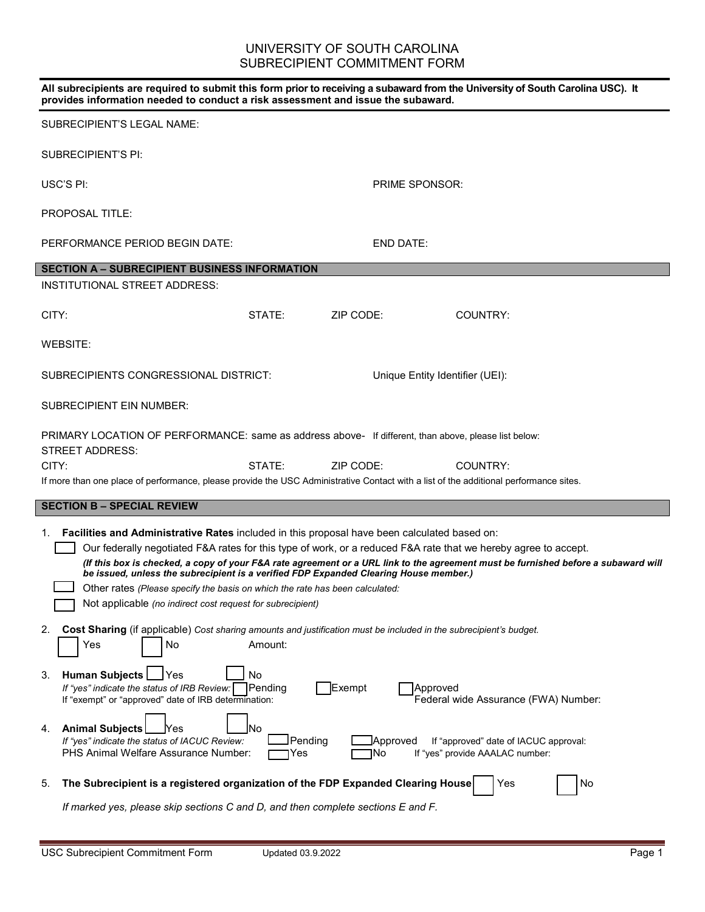# UNIVERSITY OF SOUTH CAROLINA
## SUBRECIPIENT COMMITMENT FORM

**All subrecipients are required to submit this form prior to receiving a subaward from the University of South Carolina USC). It provides information needed to conduct a risk assessment and issue the subaward.**

SUBRECIPIENT'S LEGAL NAME:

SUBRECIPIENT'S PI:

USC'S PI: PRIME SPONSOR:

PROPOSAL TITLE:

PERFORMANCE PERIOD BEGIN DATE: END DATE:

### SECTION A – SUBRECIPIENT BUSINESS INFORMATION

INSTITUTIONAL STREET ADDRESS:

CITY: STATE: ZIP CODE: COUNTRY:

WEBSITE:

SUBRECIPIENTS CONGRESSIONAL DISTRICT: Unique Entity Identifier (UEI):

SUBRECIPIENT EIN NUMBER:

PRIMARY LOCATION OF PERFORMANCE: same as address above- If different, than above, please list below:

STREET ADDRESS:

CITY: STATE: ZIP CODE: COUNTRY:

If more than one place of performance, please provide the USC Administrative Contact with a list of the additional performance sites.

### SECTION B – SPECIAL REVIEW

1. **Facilities and Administrative Rates** included in this proposal have been calculated based on:
   - ☐ Our federally negotiated F&A rates for this type of work, or a reduced F&A rate that we hereby agree to accept. ***(If this box is checked, a copy of your F&A rate agreement or a URL link to the agreement must be furnished before a subaward will be issued, unless the subrecipient is a verified FDP Expanded Clearing House member.)***
   - ☐ Other rates *(Please specify the basis on which the rate has been calculated:*
   - ☐ Not applicable *(no indirect cost request for subrecipient)*

2. **Cost Sharing** (if applicable) *Cost sharing amounts and justification must be included in the subrecipient's budget.*
   ☐ Yes ☐ No Amount:

3. **Human Subjects** ☐ Yes ☐ No
   *If "yes" indicate the status of IRB Review:* ☐ Pending ☐ Exempt ☐ Approved
   If "exempt" or "approved" date of IRB determination: Federal wide Assurance (FWA) Number:

4. **Animal Subjects** ☐ Yes ☐ No
   *If "yes" indicate the status of IACUC Review:* ☐ Pending ☐ Approved If "approved" date of IACUC approval:
   PHS Animal Welfare Assurance Number: ☐ Yes ☐ No If "yes" provide AAALAC number:

5. **The Subrecipient is a registered organization of the FDP Expanded Clearing House** ☐ Yes ☐ No

   *If marked yes, please skip sections C and D, and then complete sections E and F.*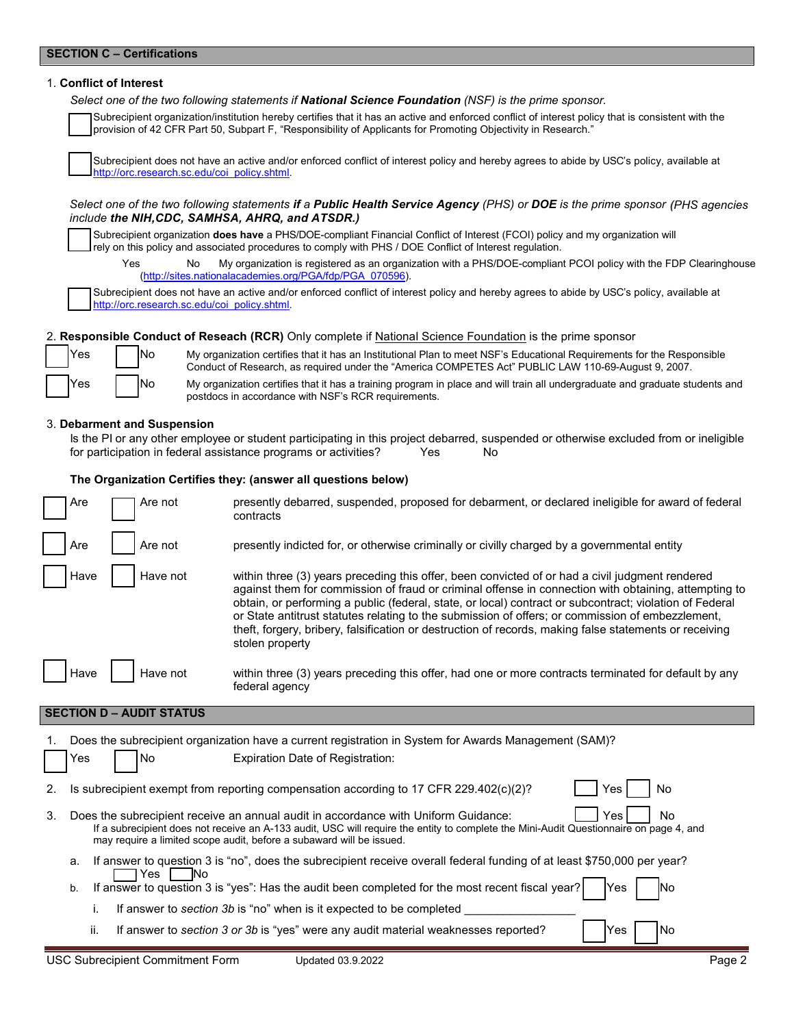## SECTION C – Certifications

1. **Conflict of Interest**

*Select one of the two following statements if* ***National Science Foundation*** *(NSF) is the prime sponsor.*

☐ Subrecipient organization/institution hereby certifies that it has an active and enforced conflict of interest policy that is consistent with the provision of 42 CFR Part 50, Subpart F, "Responsibility of Applicants for Promoting Objectivity in Research."

☐ Subrecipient does not have an active and/or enforced conflict of interest policy and hereby agrees to abide by USC's policy, available at http://orc.research.sc.edu/coi_policy.shtml.

*Select one of the two following statements* ***if*** *a* ***Public Health Service Agency*** *(PHS) or* ***DOE*** *is the prime sponsor (PHS agencies include* ***the NIH,CDC, SAMHSA, AHRQ, and ATSDR.)***

☐ Subrecipient organization **does have** a PHS/DOE-compliant Financial Conflict of Interest (FCOI) policy and my organization will rely on this policy and associated procedures to comply with PHS / DOE Conflict of Interest regulation.

Yes &nbsp;&nbsp; No &nbsp;&nbsp; My organization is registered as an organization with a PHS/DOE-compliant PCOI policy with the FDP Clearinghouse (http://sites.nationalacademies.org/PGA/fdp/PGA_070596).

☐ Subrecipient does not have an active and/or enforced conflict of interest policy and hereby agrees to abide by USC's policy, available at http://orc.research.sc.edu/coi_policy.shtml.

2. **Responsible Conduct of Reseach (RCR)** Only complete if National Science Foundation is the prime sponsor

☐ Yes ☐ No &nbsp;&nbsp; My organization certifies that it has an Institutional Plan to meet NSF's Educational Requirements for the Responsible Conduct of Research, as required under the "America COMPETES Act" PUBLIC LAW 110-69-August 9, 2007.

☐ Yes ☐ No &nbsp;&nbsp; My organization certifies that it has a training program in place and will train all undergraduate and graduate students and postdocs in accordance with NSF's RCR requirements.

3. **Debarment and Suspension**

Is the PI or any other employee or student participating in this project debarred, suspended or otherwise excluded from or ineligible for participation in federal assistance programs or activities? &nbsp;&nbsp; Yes &nbsp;&nbsp; No

**The Organization Certifies they: (answer all questions below)**

☐ Are ☐ Are not &nbsp;&nbsp; presently debarred, suspended, proposed for debarment, or declared ineligible for award of federal contracts

☐ Are ☐ Are not &nbsp;&nbsp; presently indicted for, or otherwise criminally or civilly charged by a governmental entity

☐ Have ☐ Have not &nbsp;&nbsp; within three (3) years preceding this offer, been convicted of or had a civil judgment rendered against them for commission of fraud or criminal offense in connection with obtaining, attempting to obtain, or performing a public (federal, state, or local) contract or subcontract; violation of Federal or State antitrust statutes relating to the submission of offers; or commission of embezzlement, theft, forgery, bribery, falsification or destruction of records, making false statements or receiving stolen property

☐ Have ☐ Have not &nbsp;&nbsp; within three (3) years preceding this offer, had one or more contracts terminated for default by any federal agency

## SECTION D – AUDIT STATUS

1. Does the subrecipient organization have a current registration in System for Awards Management (SAM)?

   ☐ Yes ☐ No &nbsp;&nbsp; Expiration Date of Registration:

2. Is subrecipient exempt from reporting compensation according to 17 CFR 229.402(c)(2)? ☐ Yes ☐ No

3. Does the subrecipient receive an annual audit in accordance with Uniform Guidance: ☐ Yes ☐ No

   If a subrecipient does not receive an A-133 audit, USC will require the entity to complete the Mini-Audit Questionnaire on page 4, and may require a limited scope audit, before a subaward will be issued.

   a. If answer to question 3 is "no", does the subrecipient receive overall federal funding of at least $750,000 per year? ☐ Yes ☐ No

   b. If answer to question 3 is "yes": Has the audit been completed for the most recent fiscal year? ☐ Yes ☐ No

      i. If answer to *section 3b* is "no" when is it expected to be completed _________________

      ii. If answer to *section 3 or 3b* is "yes" were any audit material weaknesses reported? ☐ Yes ☐ No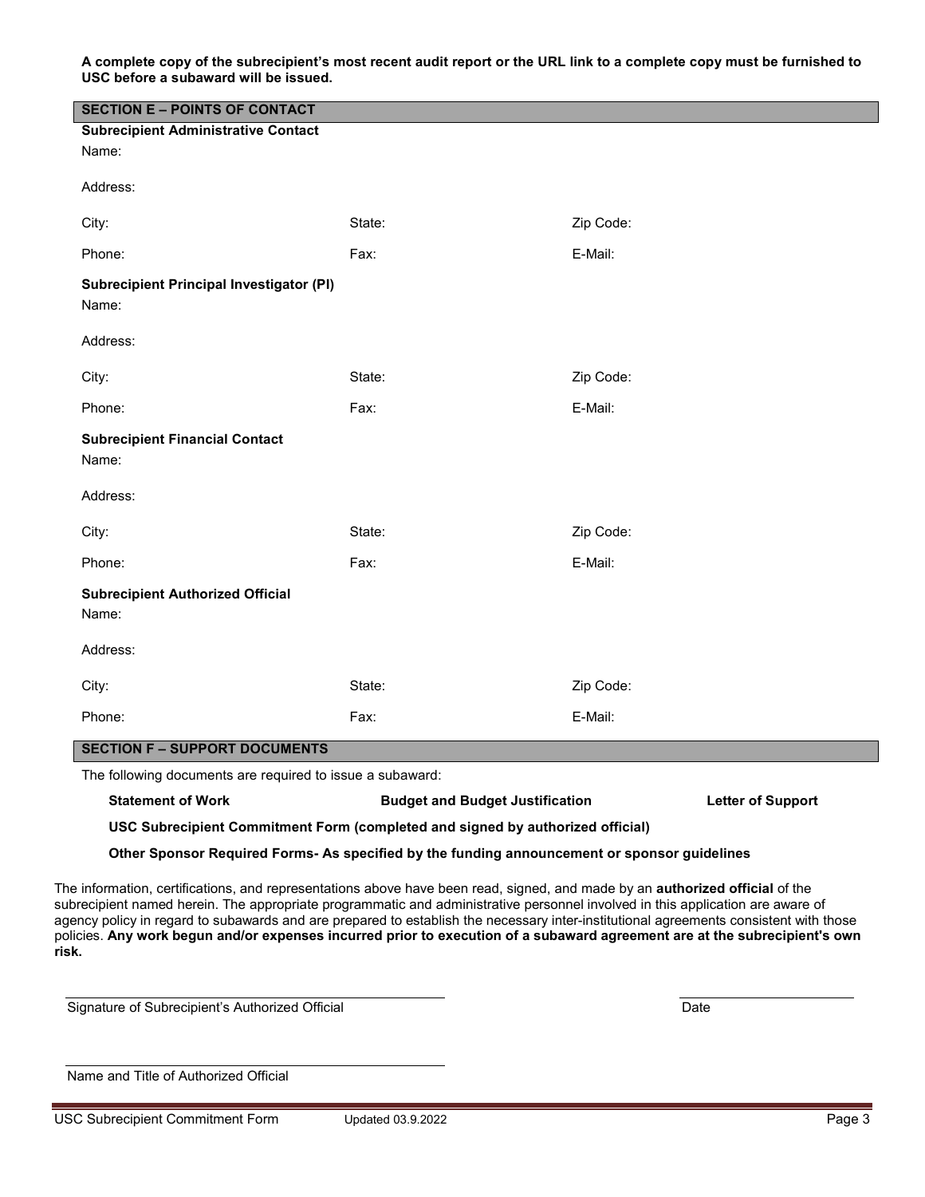**A complete copy of the subrecipient's most recent audit report or the URL link to a complete copy must be furnished to USC before a subaward will be issued.**

## SECTION E – POINTS OF CONTACT

**Subrecipient Administrative Contact**

Name:

Address:

City: State: Zip Code:

Phone: Fax: E-Mail:

**Subrecipient Principal Investigator (PI)**

Name:

Address:

City: State: Zip Code:

Phone: Fax: E-Mail:

**Subrecipient Financial Contact**

Name:

Address:

City: State: Zip Code:

Phone: Fax: E-Mail:

**Subrecipient Authorized Official**

Name:

Address:

City: State: Zip Code:

Phone: Fax: E-Mail:

## SECTION F – SUPPORT DOCUMENTS

The following documents are required to issue a subaward:

**Statement of Work** **Budget and Budget Justification** **Letter of Support**

**USC Subrecipient Commitment Form (completed and signed by authorized official)**

**Other Sponsor Required Forms- As specified by the funding announcement or sponsor guidelines**

The information, certifications, and representations above have been read, signed, and made by an **authorized official** of the subrecipient named herein. The appropriate programmatic and administrative personnel involved in this application are aware of agency policy in regard to subawards and are prepared to establish the necessary inter-institutional agreements consistent with those policies. **Any work begun and/or expenses incurred prior to execution of a subaward agreement are at the subrecipient's own risk.**

______________________________ Signature of Subrecipient's Authorized Official

______________________________ Date

______________________________ Name and Title of Authorized Official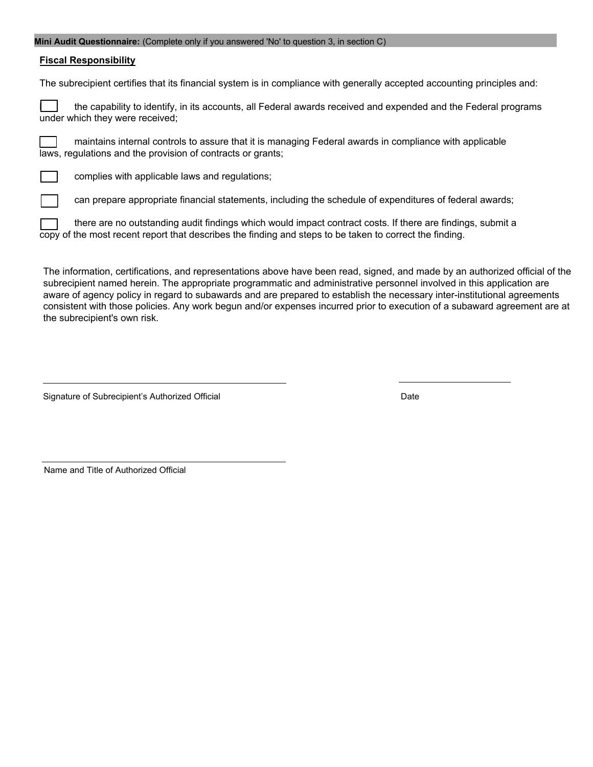**Mini Audit Questionnaire:** (Complete only if you answered 'No' to question 3, in section C)

**Fiscal Responsibility**

The subrecipient certifies that its financial system is in compliance with generally accepted accounting principles and:

☐ the capability to identify, in its accounts, all Federal awards received and expended and the Federal programs under which they were received;

☐ maintains internal controls to assure that it is managing Federal awards in compliance with applicable laws, regulations and the provision of contracts or grants;

☐ complies with applicable laws and regulations;

☐ can prepare appropriate financial statements, including the schedule of expenditures of federal awards;

☐ there are no outstanding audit findings which would impact contract costs. If there are findings, submit a copy of the most recent report that describes the finding and steps to be taken to correct the finding.

The information, certifications, and representations above have been read, signed, and made by an authorized official of the subrecipient named herein. The appropriate programmatic and administrative personnel involved in this application are aware of agency policy in regard to subawards and are prepared to establish the necessary inter-institutional agreements consistent with those policies. Any work begun and/or expenses incurred prior to execution of a subaward agreement are at the subrecipient's own risk.

______________________________ ______________

Signature of Subrecipient's Authorized Official Date

______________________________

Name and Title of Authorized Official